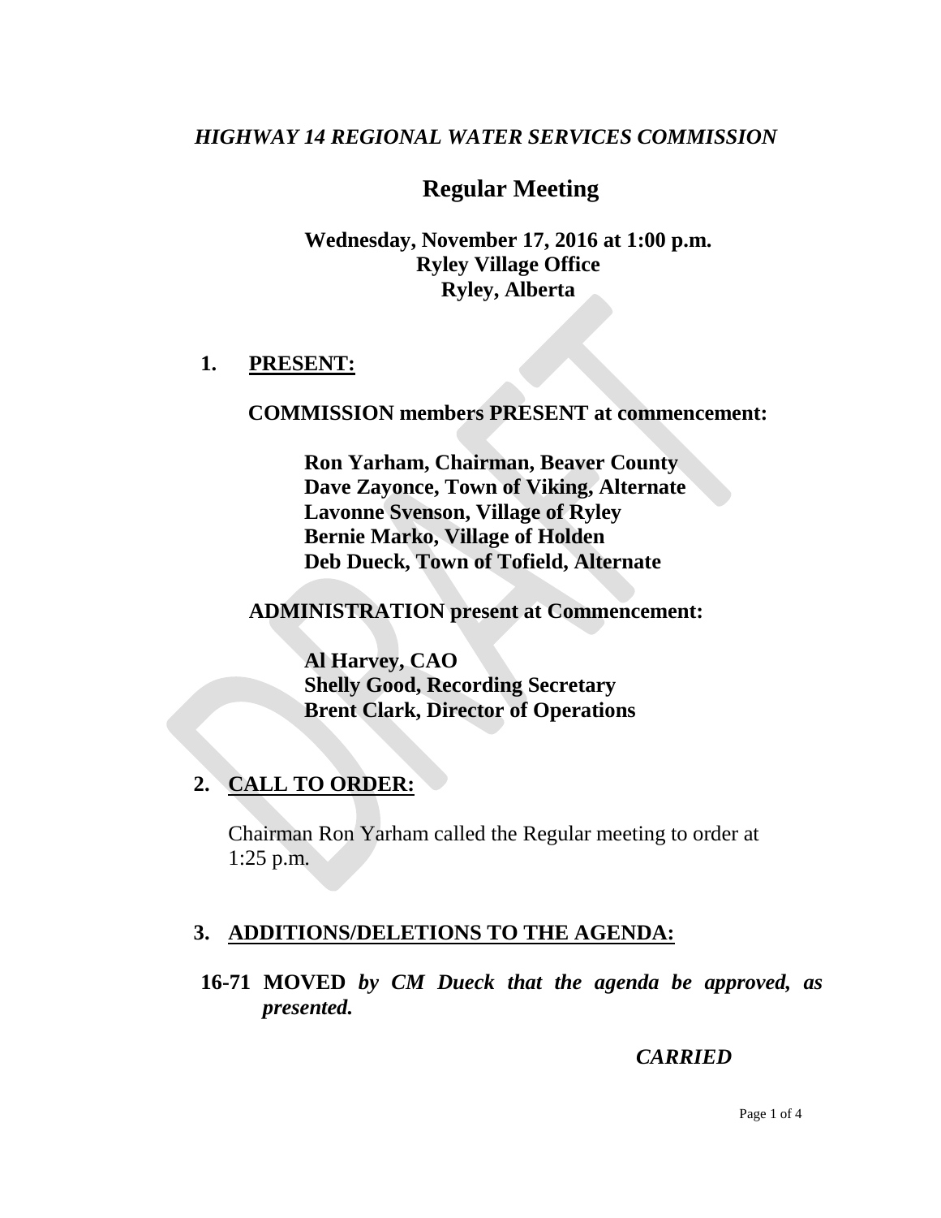*HIGHWAY 14 REGIONAL WATER SERVICES COMMISSION*

# Regular Meeting

**Wednesday, November 17, 2016 at 1:00 p.m.**
**Ryley Village Office**
**Ryley, Alberta**

## 1. PRESENT:

**COMMISSION members PRESENT at commencement:**

**Ron Yarham, Chairman, Beaver County**
**Dave Zayonce, Town of Viking, Alternate**
**Lavonne Svenson, Village of Ryley**
**Bernie Marko, Village of Holden**
**Deb Dueck, Town of Tofield, Alternate**

**ADMINISTRATION present at Commencement:**

**Al Harvey, CAO**
**Shelly Good, Recording Secretary**
**Brent Clark, Director of Operations**

## 2. CALL TO ORDER:

Chairman Ron Yarham called the Regular meeting to order at 1:25 p.m.

## 3. ADDITIONS/DELETIONS TO THE AGENDA:

**16-71 MOVED** ***by CM Dueck that the agenda be approved, as presented.***

***CARRIED***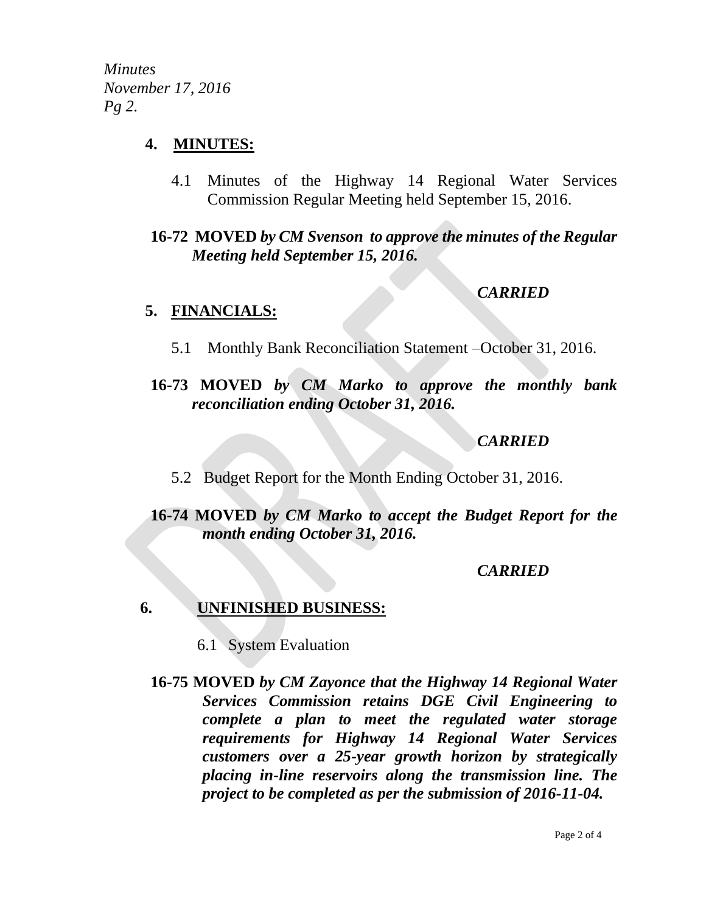## 4. MINUTES:

4.1 Minutes of the Highway 14 Regional Water Services Commission Regular Meeting held September 15, 2016.

**16-72 MOVED** ***by CM Svenson to approve the minutes of the Regular Meeting held September 15, 2016.***

***CARRIED***

## 5. FINANCIALS:

5.1 Monthly Bank Reconciliation Statement –October 31, 2016.

**16-73 MOVED** ***by CM Marko to approve the monthly bank reconciliation ending October 31, 2016.***

***CARRIED***

5.2 Budget Report for the Month Ending October 31, 2016.

**16-74 MOVED** ***by CM Marko to accept the Budget Report for the month ending October 31, 2016.***

***CARRIED***

## 6. UNFINISHED BUSINESS:

6.1 System Evaluation

**16-75 MOVED** ***by CM Zayonce that the Highway 14 Regional Water Services Commission retains DGE Civil Engineering to complete a plan to meet the regulated water storage requirements for Highway 14 Regional Water Services customers over a 25-year growth horizon by strategically placing in-line reservoirs along the transmission line. The project to be completed as per the submission of 2016-11-04.***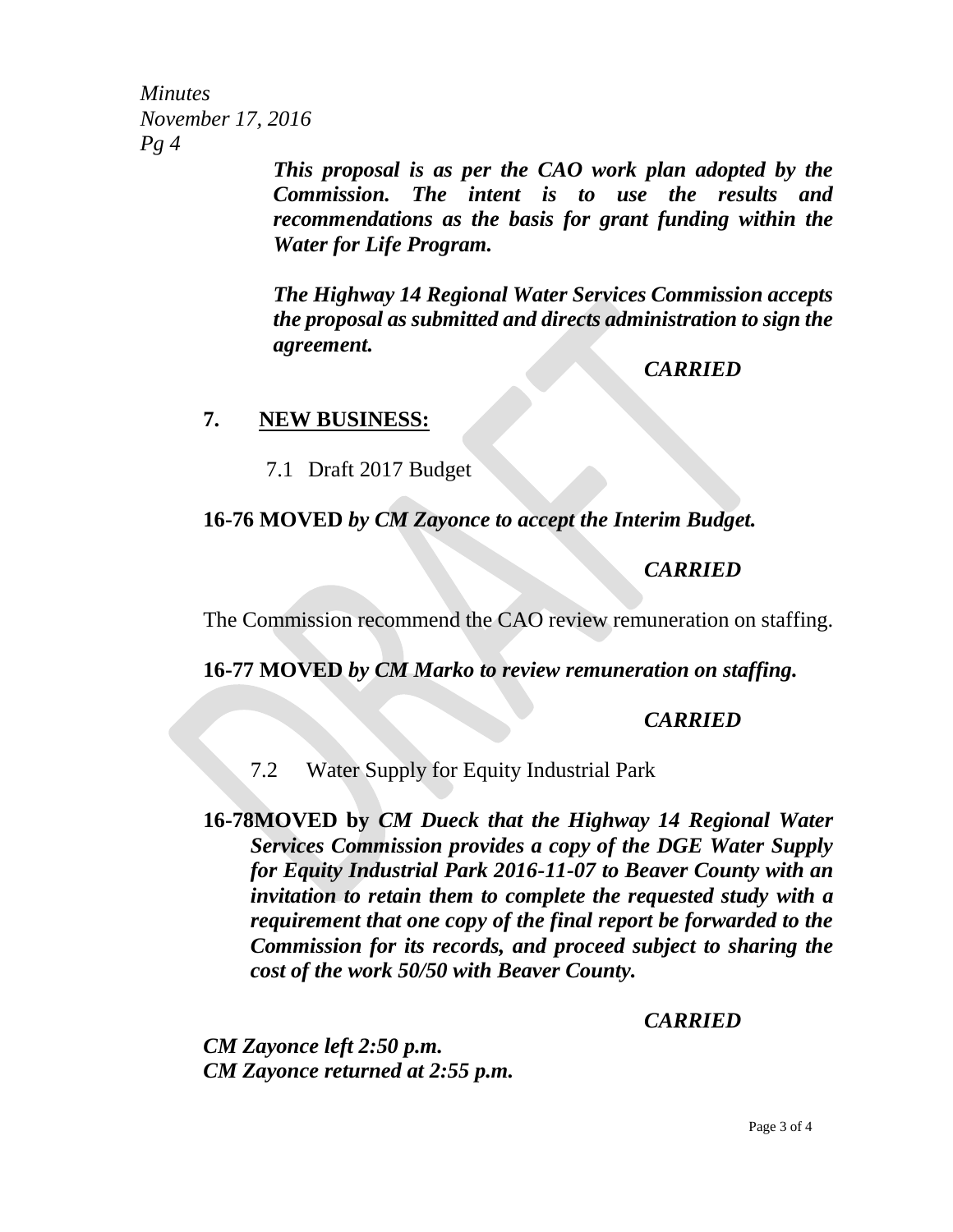*This proposal is as per the CAO work plan adopted by the Commission. The intent is to use the results and recommendations as the basis for grant funding within the Water for Life Program.*

*The Highway 14 Regional Water Services Commission accepts the proposal as submitted and directs administration to sign the agreement.*

***CARRIED***

## 7. NEW BUSINESS:

7.1 Draft 2017 Budget

**16-76 MOVED** ***by CM Zayonce to accept the Interim Budget.***

***CARRIED***

The Commission recommend the CAO review remuneration on staffing.

**16-77 MOVED** ***by CM Marko to review remuneration on staffing.***

***CARRIED***

7.2 Water Supply for Equity Industrial Park

**16-78MOVED by** ***CM Dueck that the Highway 14 Regional Water Services Commission provides a copy of the DGE Water Supply for Equity Industrial Park 2016-11-07 to Beaver County with an invitation to retain them to complete the requested study with a requirement that one copy of the final report be forwarded to the Commission for its records, and proceed subject to sharing the cost of the work 50/50 with Beaver County.***

***CARRIED***

***CM Zayonce left 2:50 p.m.***
***CM Zayonce returned at 2:55 p.m.***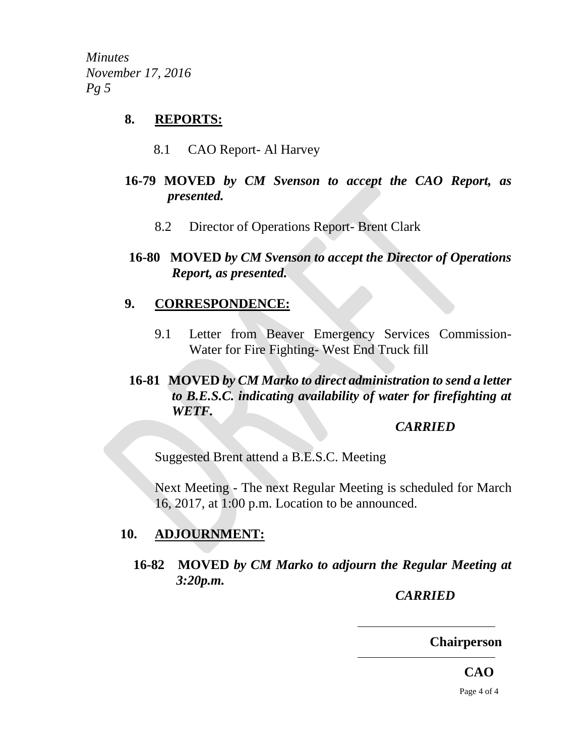## 8. REPORTS:

8.1 CAO Report- Al Harvey

**16-79 MOVED** ***by CM Svenson to accept the CAO Report, as presented.***

8.2 Director of Operations Report- Brent Clark

**16-80 MOVED** ***by CM Svenson to accept the Director of Operations Report, as presented.***

## 9. CORRESPONDENCE:

9.1 Letter from Beaver Emergency Services Commission- Water for Fire Fighting- West End Truck fill

**16-81 MOVED** ***by CM Marko to direct administration to send a letter to B.E.S.C. indicating availability of water for firefighting at WETF.***

***CARRIED***

Suggested Brent attend a B.E.S.C. Meeting

Next Meeting - The next Regular Meeting is scheduled for March 16, 2017, at 1:00 p.m. Location to be announced.

## 10. ADJOURNMENT:

**16-82 MOVED** ***by CM Marko to adjourn the Regular Meeting at 3:20p.m.***

***CARRIED***

______________________

**Chairperson**

______________________

**CAO**